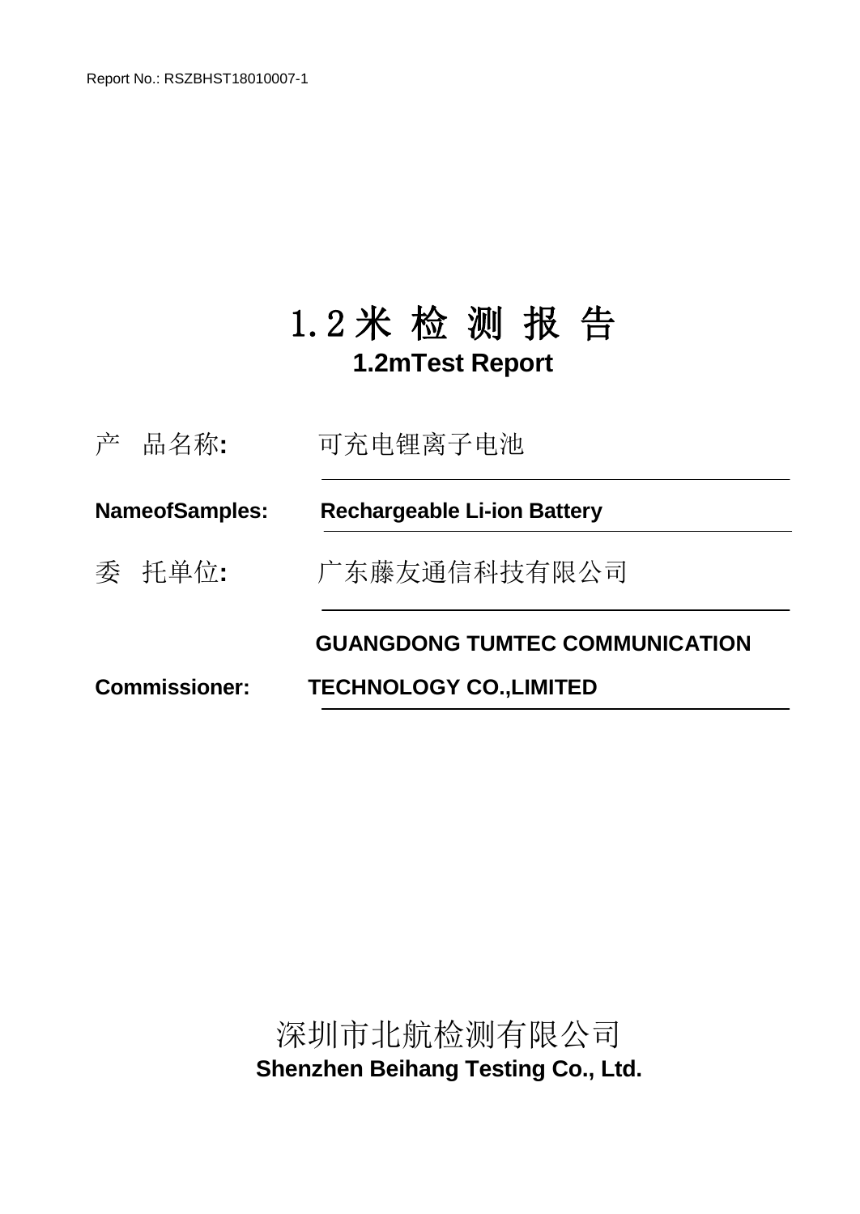Report No.: RSZBHST18010007-1

# 1.2米 检 测 报 告

## 1.2mTest Report

产　品名称**:**　　可充电锂离子电池

**NameofSamples:**　　**Rechargeable Li-ion Battery**

委　托单位**:**　　广东藤友通信科技有限公司

**Commissioner:**　　**GUANGDONG TUMTEC COMMUNICATION TECHNOLOGY CO.,LIMITED**

深圳市北航检测有限公司

**Shenzhen Beihang Testing Co., Ltd.**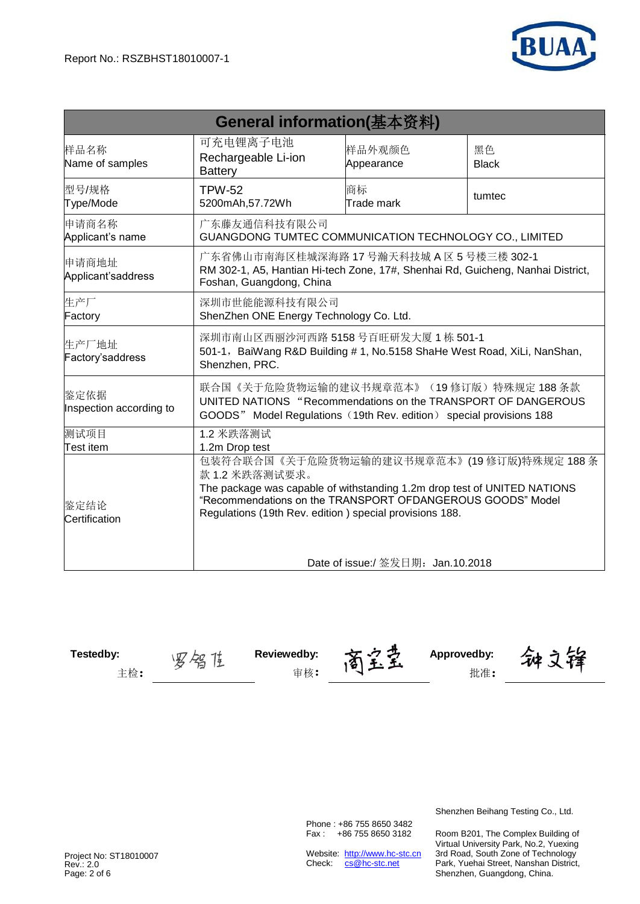Report No.: RSZBHST18010007-1

| General information(基本资料) | | | |
|---|---|---|---|
| 样品名称<br>Name of samples | 可充电锂离子电池<br>Rechargeable Li-ion Battery | 样品外观颜色<br>Appearance | 黑色<br>Black |
| 型号/规格<br>Type/Mode | TPW-52<br>5200mAh,57.72Wh | 商标<br>Trade mark | tumtec |
| 申请商名称<br>Applicant's name | 广东藤友通信科技有限公司<br>GUANGDONG TUMTEC COMMUNICATION TECHNOLOGY CO., LIMITED | | |
| 申请商地址<br>Applicant'saddress | 广东省佛山市南海区桂城深海路 17 号瀚天科技城 A 区 5 号楼三楼 302-1<br>RM 302-1, A5, Hantian Hi-tech Zone, 17#, Shenhai Rd, Guicheng, Nanhai District, Foshan, Guangdong, China | | |
| 生产厂<br>Factory | 深圳市世能能源科技有限公司<br>ShenZhen ONE Energy Technology Co. Ltd. | | |
| 生产厂地址<br>Factory'saddress | 深圳市南山区西丽沙河西路 5158 号百旺研发大厦 1 栋 501-1<br>501-1，BaiWang R&D Building # 1, No.5158 ShaHe West Road, XiLi, NanShan, Shenzhen, PRC. | | |
| 鉴定依据<br>Inspection according to | 联合国《关于危险货物运输的建议书规章范本》（19 修订版）特殊规定 188 条款<br>UNITED NATIONS "Recommendations on the TRANSPORT OF DANGEROUS GOODS" Model Regulations（19th Rev. edition） special provisions 188 | | |
| 测试项目<br>Test item | 1.2 米跌落测试<br>1.2m Drop test | | |
| 鉴定结论<br>Certification | 包装符合联合国《关于危险货物运输的建议书规章范本》(19 修订版)特殊规定 188 条款 1.2 米跌落测试要求。<br>The package was capable of withstanding 1.2m drop test of UNITED NATIONS "Recommendations on the TRANSPORT OFDANGEROUS GOODS" Model Regulations (19th Rev. edition ) special provisions 188.<br><br>Date of issue:/ 签发日期：Jan.10.2018 | | |

**Testedby:** 主检： 罗铭佳 &nbsp;&nbsp; **Reviewedby:** 审核： 商宝莹 &nbsp;&nbsp; **Approvedby:** 批准： 钟文锋

Shenzhen Beihang Testing Co., Ltd.

Phone : +86 755 8650 3482
Fax : +86 755 8650 3182

Website: http://www.hc-stc.cn
Check: cs@hc-stc.net

Room B201, The Complex Building of Virtual University Park, No.2, Yuexing 3rd Road, South Zone of Technology Park, Yuehai Street, Nanshan District, Shenzhen, Guangdong, China.

Project No: ST18010007
Rev.: 2.0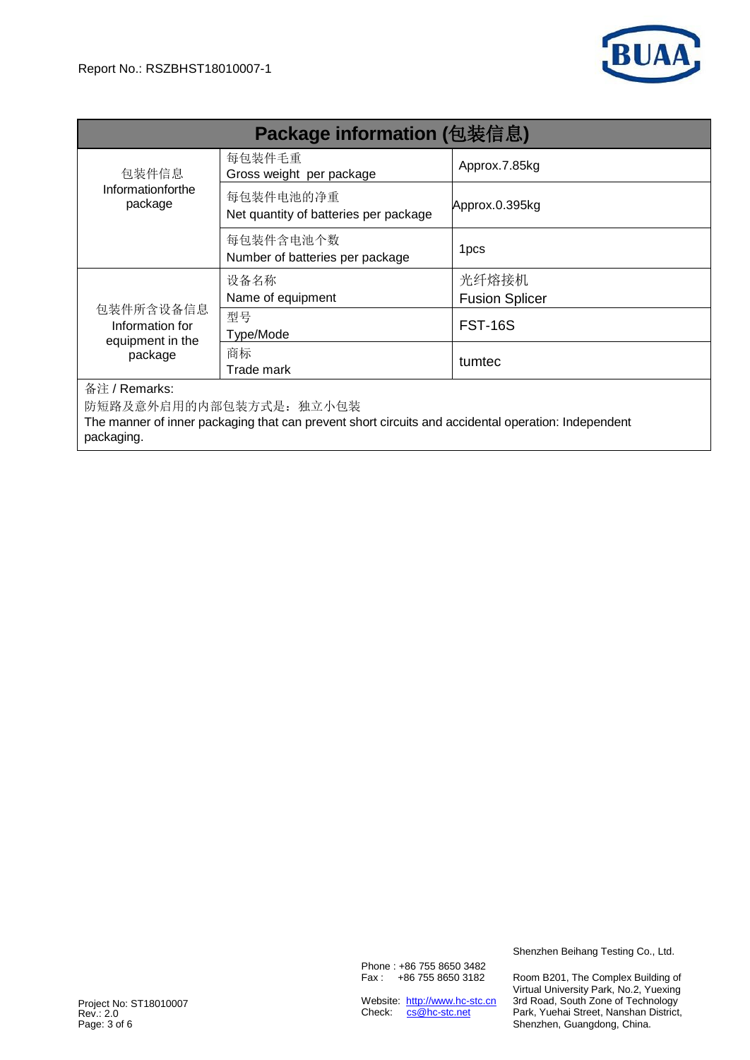| Package information (包装信息) | | |
|---|---|---|
| 包装件信息<br>Informationforthe package | 每包装件毛重<br>Gross weight per package | Approx.7.85kg |
| | 每包装件电池的净重<br>Net quantity of batteries per package | Approx.0.395kg |
| | 每包装件含电池个数<br>Number of batteries per package | 1pcs |
| 包装件所含设备信息<br>Information for equipment in the package | 设备名称<br>Name of equipment | 光纤熔接机<br>Fusion Splicer |
| | 型号<br>Type/Mode | FST-16S |
| | 商标<br>Trade mark | tumtec |

备注 / Remarks:

防短路及意外启用的内部包装方式是：独立小包装

The manner of inner packaging that can prevent short circuits and accidental operation: Independent packaging.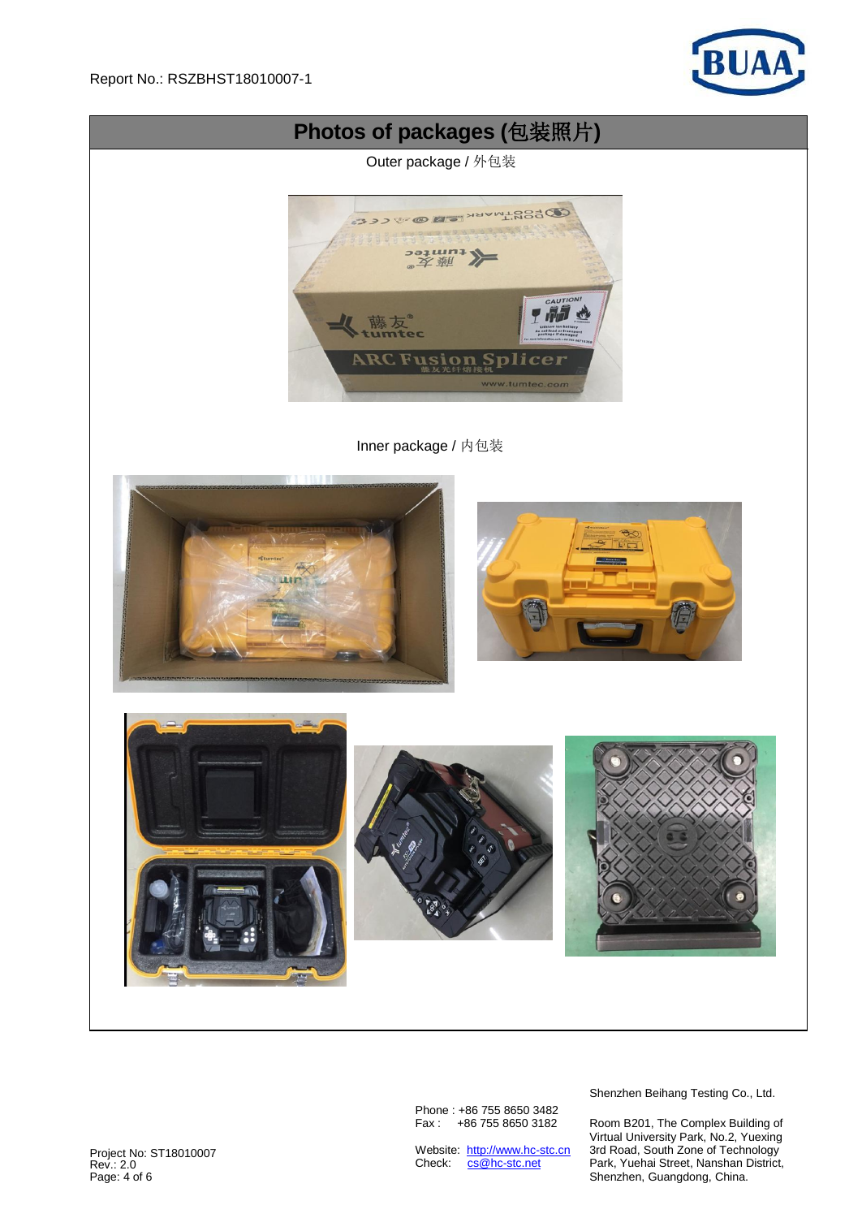# Photos of packages (包装照片)

Outer package / 外包装

Inner package / 内包装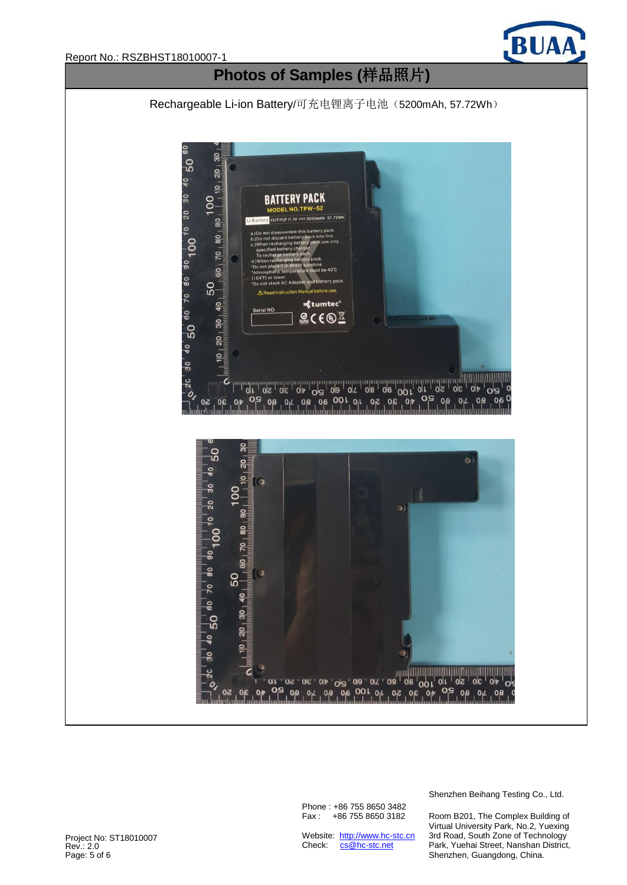# Photos of Samples (样品照片)

Rechargeable Li-ion Battery/可充电锂离子电池（5200mAh, 57.72Wh）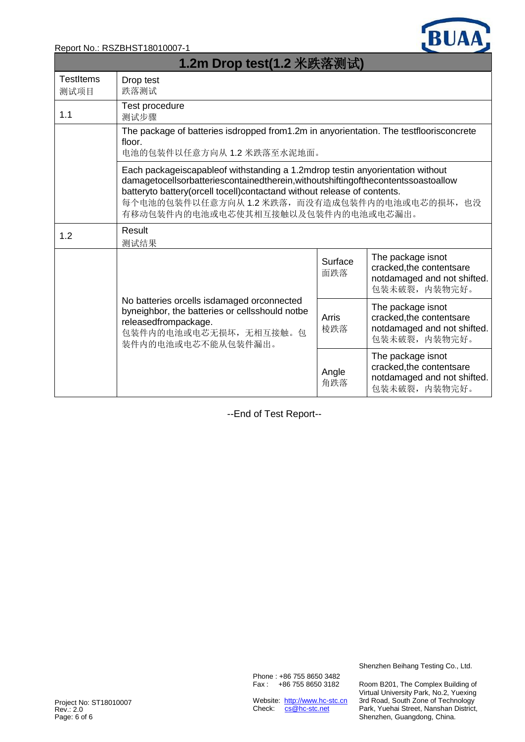## 1.2m Drop test(1.2 米跌落测试)

| | | | |
|---|---|---|---|
| TestItems<br>测试项目 | Drop test<br>跌落测试 | | |
| 1.1 | Test procedure<br>测试步骤 | | |
| | The package of batteries isdropped from1.2m in anyorientation. The testfloorisconcrete floor.<br>电池的包装件以任意方向从 1.2 米跌落至水泥地面。 | | |
| | Each packageiscapableof withstanding a 1.2mdrop testin anyorientation without damagetocellsorbatteriescontainedtherein,withoutshiftingofthecontentssoastoallow batteryto battery(orcell tocell)contactand without release of contents.<br>每个电池的包装件以任意方向从 1.2 米跌落，而没有造成包装件内的电池或电芯的损坏，也没有移动包装件内的电池或电芯使其相互接触以及包装件内的电池或电芯漏出。 | | |
| 1.2 | Result<br>测试结果 | | |
| | No batteries orcells isdamaged orconnected byneighbor, the batteries or cellsshould notbe releasedfrompackage.<br>包装件内的电池或电芯无损坏，无相互接触。包装件内的电池或电芯不能从包装件漏出。 | Surface<br>面跌落 | The package isnot cracked,the contentsare notdamaged and not shifted.<br>包装未破裂，内装物完好。 |
| | | Arris<br>棱跌落 | The package isnot cracked,the contentsare notdamaged and not shifted.<br>包装未破裂，内装物完好。 |
| | | Angle<br>角跌落 | The package isnot cracked,the contentsare notdamaged and not shifted.<br>包装未破裂，内装物完好。 |

--End of Test Report--